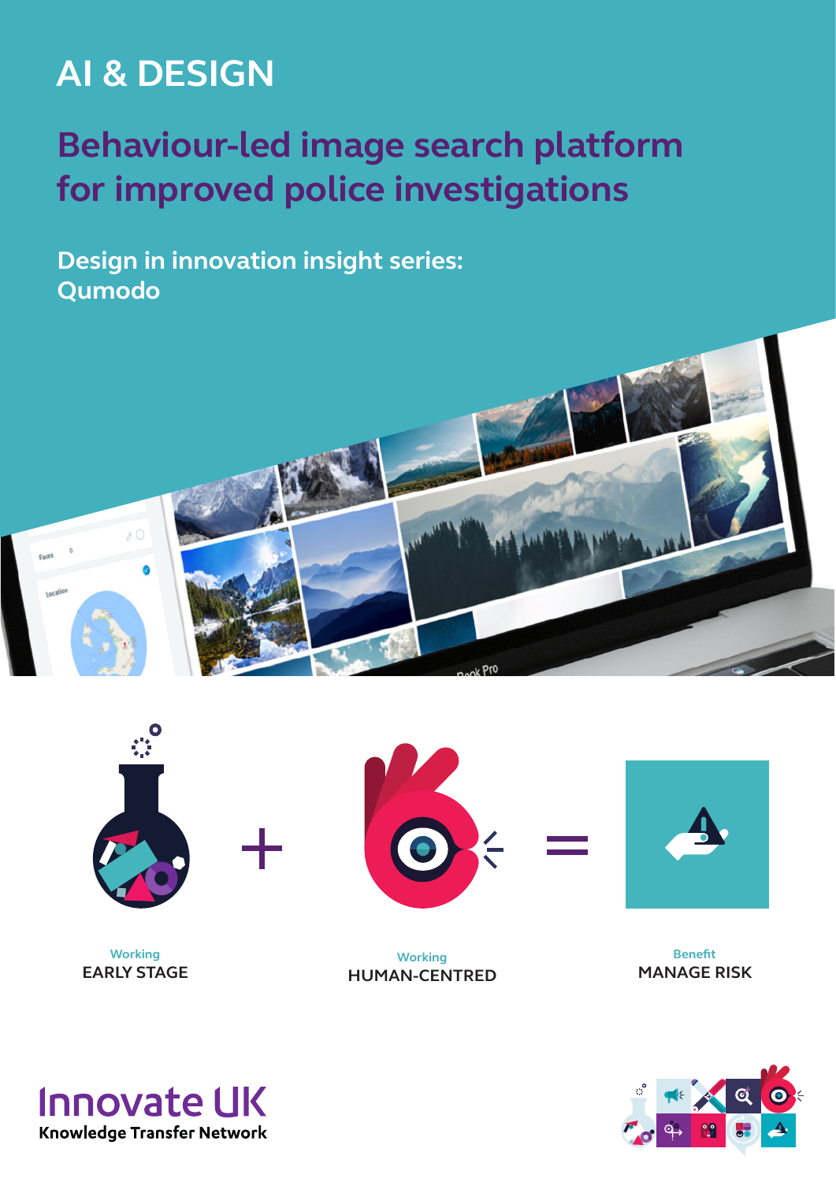# AI & DESIGN

## Behaviour-led image search platform for improved police investigations

### Design in innovation insight series: Qumodo

Working
EARLY STAGE

+

Working
HUMAN-CENTRED

=

Benefit
MANAGE RISK

Innovate UK
Knowledge Transfer Network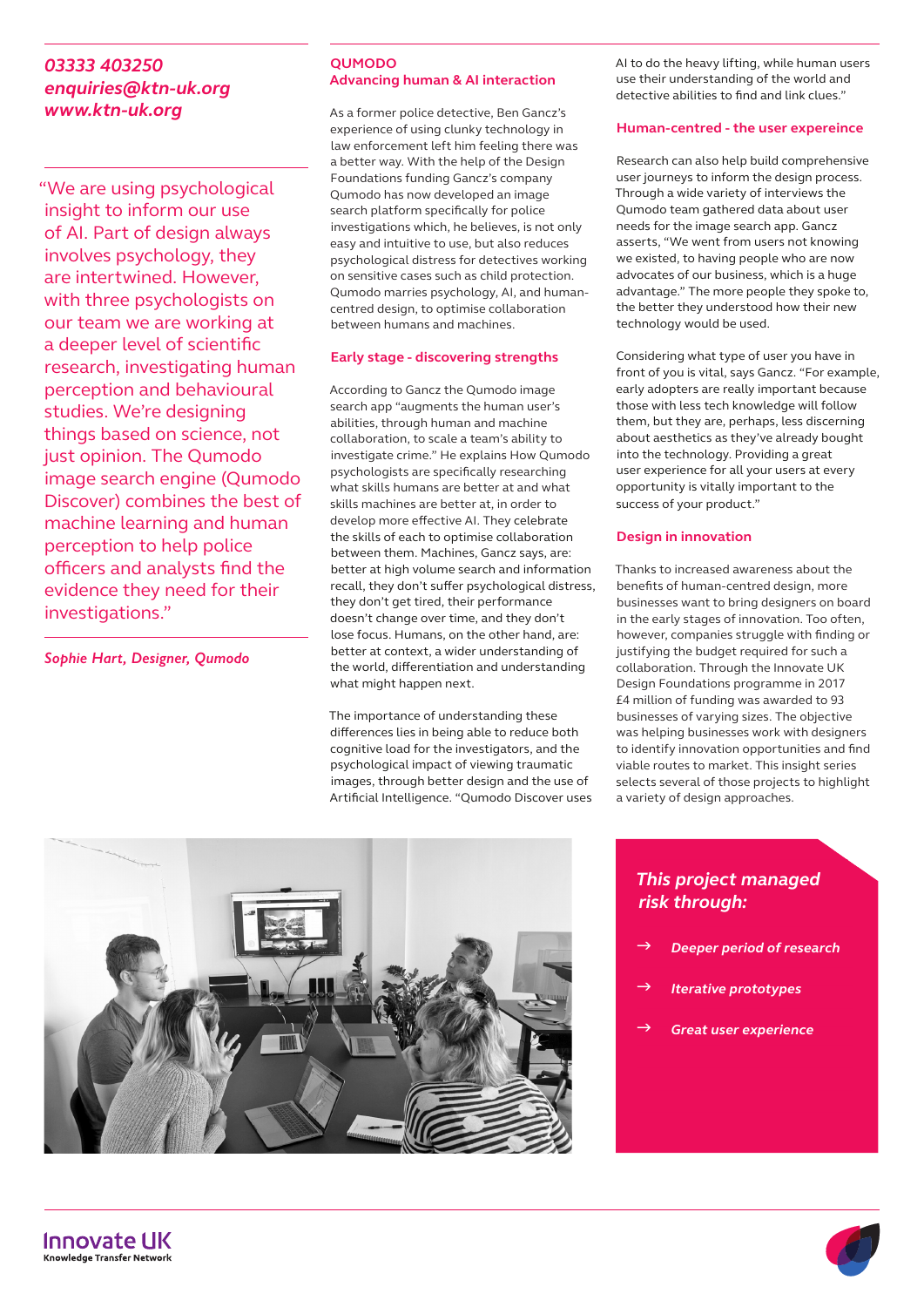*03333 403250*
*enquiries@ktn-uk.org*
*www.ktn-uk.org*

"We are using psychological insight to inform our use of AI. Part of design always involves psychology, they are intertwined. However, with three psychologists on our team we are working at a deeper level of scientific research, investigating human perception and behavioural studies. We're designing things based on science, not just opinion. The Qumodo image search engine (Qumodo Discover) combines the best of machine learning and human perception to help police officers and analysts find the evidence they need for their investigations."

*Sophie Hart, Designer, Qumodo*

## QUMODO
## Advancing human & AI interaction

As a former police detective, Ben Gancz's experience of using clunky technology in law enforcement left him feeling there was a better way. With the help of the Design Foundations funding Gancz's company Qumodo has now developed an image search platform specifically for police investigations which, he believes, is not only easy and intuitive to use, but also reduces psychological distress for detectives working on sensitive cases such as child protection. Qumodo marries psychology, AI, and human-centred design, to optimise collaboration between humans and machines.

### Early stage - discovering strengths

According to Gancz the Qumodo image search app "augments the human user's abilities, through human and machine collaboration, to scale a team's ability to investigate crime." He explains How Qumodo psychologists are specifically researching what skills humans are better at and what skills machines are better at, in order to develop more effective AI. They celebrate the skills of each to optimise collaboration between them. Machines, Gancz says, are: better at high volume search and information recall, they don't suffer psychological distress, they don't get tired, their performance doesn't change over time, and they don't lose focus. Humans, on the other hand, are: better at context, a wider understanding of the world, differentiation and understanding what might happen next.

The importance of understanding these differences lies in being able to reduce both cognitive load for the investigators, and the psychological impact of viewing traumatic images, through better design and the use of Artificial Intelligence. "Qumodo Discover uses AI to do the heavy lifting, while human users use their understanding of the world and detective abilities to find and link clues."

### Human-centred - the user expereince

Research can also help build comprehensive user journeys to inform the design process. Through a wide variety of interviews the Qumodo team gathered data about user needs for the image search app. Gancz asserts, "We went from users not knowing we existed, to having people who are now advocates of our business, which is a huge advantage." The more people they spoke to, the better they understood how their new technology would be used.

Considering what type of user you have in front of you is vital, says Gancz. "For example, early adopters are really important because those with less tech knowledge will follow them, but they are, perhaps, less discerning about aesthetics as they've already bought into the technology. Providing a great user experience for all your users at every opportunity is vitally important to the success of your product."

### Design in innovation

Thanks to increased awareness about the benefits of human-centred design, more businesses want to bring designers on board in the early stages of innovation. Too often, however, companies struggle with finding or justifying the budget required for such a collaboration. Through the Innovate UK Design Foundations programme in 2017 £4 million of funding was awarded to 93 businesses of varying sizes. The objective was helping businesses work with designers to identify innovation opportunities and find viable routes to market. This insight series selects several of those projects to highlight a variety of design approaches.

***This project managed risk through:***

- → ***Deeper period of research***
- → ***Iterative prototypes***
- → ***Great user experience***

Innovate UK
Knowledge Transfer Network